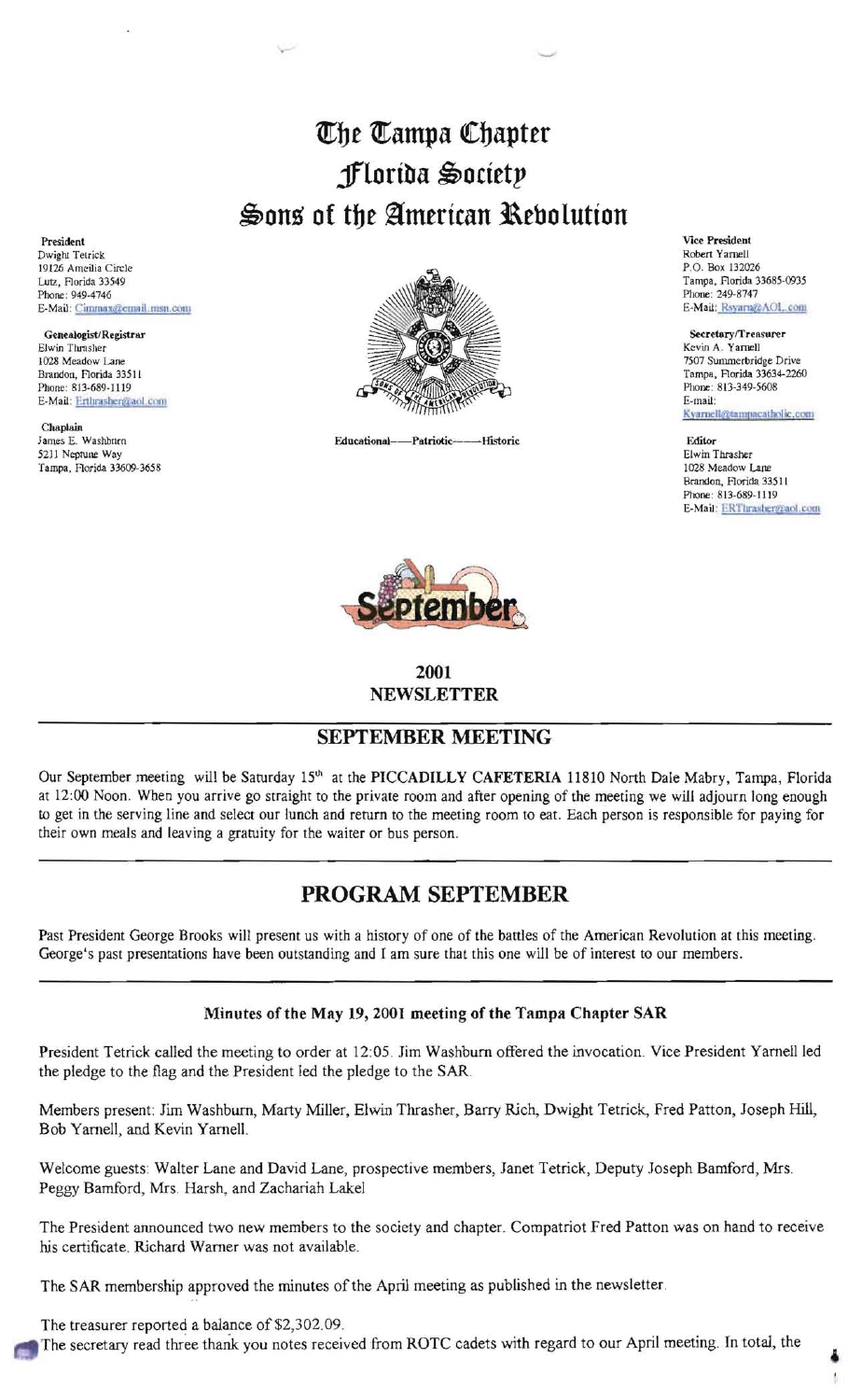# The Tampa Chapter
# Florida Society
# Sons of the American Revolution

**President**
Dwight Tetrick
19126 Ameilia Circle
Lutz, Florida 33549
Phone: 949-4746
E-Mail: Cimmax@email.msn.com

**Genealogist/Registrar**
Elwin Thrasher
1028 Meadow Lane
Brandon, Florida 33511
Phone: 813-689-1119
E-Mail: Erthrasher@aol.com

**Chaplain**
James E. Washburn
5211 Neptune Way
Tampa, Florida 33609-3658

Educational——Patriotic——Historic

**Vice President**
Robert Yarnell
P.O. Box 132026
Tampa, Florida 33685-0935
Phone: 249-8747
E-Mail: Rsyarn@AOL.com

**Secretary/Treasurer**
Kevin A. Yarnell
7507 Summerbridge Drive
Tampa, Florida 33634-2260
Phone: 813-349-5608
E-mail: Kyarnell@tampacatholic.com

**Editor**
Elwin Thrasher
1028 Meadow Lane
Brandon, Florida 33511
Phone: 813-689-1119
E-Mail: ERThrasher@aol.com

September

**2001**
**NEWSLETTER**

## SEPTEMBER MEETING

Our September meeting will be Saturday 15th at the **PICCADILLY CAFETERIA** 11810 North Dale Mabry, Tampa, Florida at 12:00 Noon. When you arrive go straight to the private room and after opening of the meeting we will adjourn long enough to get in the serving line and select our lunch and return to the meeting room to eat. Each person is responsible for paying for their own meals and leaving a gratuity for the waiter or bus person.

## PROGRAM SEPTEMBER

Past President George Brooks will present us with a history of one of the battles of the American Revolution at this meeting. George's past presentations have been outstanding and I am sure that this one will be of interest to our members.

### Minutes of the May 19, 2001 meeting of the Tampa Chapter SAR

President Tetrick called the meeting to order at 12:05. Jim Washburn offered the invocation. Vice President Yarnell led the pledge to the flag and the President led the pledge to the SAR.

Members present: Jim Washburn, Marty Miller, Elwin Thrasher, Barry Rich, Dwight Tetrick, Fred Patton, Joseph Hill, Bob Yarnell, and Kevin Yarnell.

Welcome guests: Walter Lane and David Lane, prospective members, Janet Tetrick, Deputy Joseph Bamford, Mrs. Peggy Bamford, Mrs. Harsh, and Zachariah Lakel

The President announced two new members to the society and chapter. Compatriot Fred Patton was on hand to receive his certificate. Richard Warner was not available.

The SAR membership approved the minutes of the April meeting as published in the newsletter.

The treasurer reported a balance of $2,302.09.

The secretary read three thank you notes received from ROTC cadets with regard to our April meeting. In total, the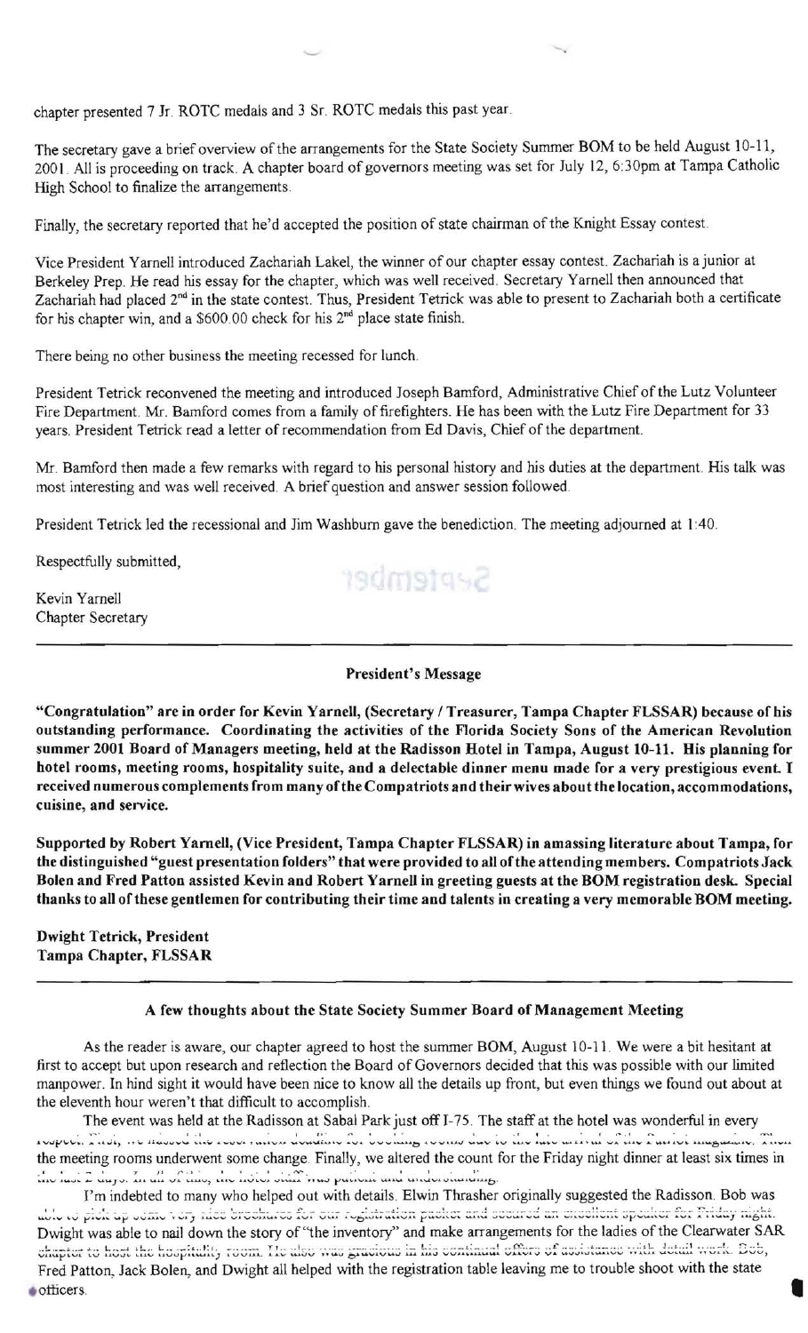chapter presented 7 Jr. ROTC medals and 3 Sr. ROTC medals this past year.

The secretary gave a brief overview of the arrangements for the State Society Summer BOM to be held August 10-11, 2001. All is proceeding on track. A chapter board of governors meeting was set for July 12, 6:30pm at Tampa Catholic High School to finalize the arrangements.

Finally, the secretary reported that he'd accepted the position of state chairman of the Knight Essay contest.

Vice President Yarnell introduced Zachariah Lakel, the winner of our chapter essay contest. Zachariah is a junior at Berkeley Prep. He read his essay for the chapter, which was well received. Secretary Yarnell then announced that Zachariah had placed 2nd in the state contest. Thus, President Tetrick was able to present to Zachariah both a certificate for his chapter win, and a $600.00 check for his 2nd place state finish.

There being no other business the meeting recessed for lunch.

President Tetrick reconvened the meeting and introduced Joseph Bamford, Administrative Chief of the Lutz Volunteer Fire Department. Mr. Bamford comes from a family of firefighters. He has been with the Lutz Fire Department for 33 years. President Tetrick read a letter of recommendation from Ed Davis, Chief of the department.

Mr. Bamford then made a few remarks with regard to his personal history and his duties at the department. His talk was most interesting and was well received. A brief question and answer session followed.

President Tetrick led the recessional and Jim Washburn gave the benediction. The meeting adjourned at 1:40.

Respectfully submitted,

Kevin Yarnell
Chapter Secretary

---

### President's Message

**"Congratulation" are in order for Kevin Yarnell, (Secretary / Treasurer, Tampa Chapter FLSSAR) because of his outstanding performance. Coordinating the activities of the Florida Society Sons of the American Revolution summer 2001 Board of Managers meeting, held at the Radisson Hotel in Tampa, August 10-11. His planning for hotel rooms, meeting rooms, hospitality suite, and a delectable dinner menu made for a very prestigious event. I received numerous complements from many of the Compatriots and their wives about the location, accommodations, cuisine, and service.**

**Supported by Robert Yarnell, (Vice President, Tampa Chapter FLSSAR) in amassing literature about Tampa, for the distinguished "guest presentation folders" that were provided to all of the attending members. Compatriots Jack Bolen and Fred Patton assisted Kevin and Robert Yarnell in greeting guests at the BOM registration desk. Special thanks to all of these gentlemen for contributing their time and talents in creating a very memorable BOM meeting.**

**Dwight Tetrick, President**
**Tampa Chapter, FLSSAR**

---

### A few thoughts about the State Society Summer Board of Management Meeting

As the reader is aware, our chapter agreed to host the summer BOM, August 10-11. We were a bit hesitant at first to accept but upon research and reflection the Board of Governors decided that this was possible with our limited manpower. In hind sight it would have been nice to know all the details up front, but even things we found out about at the eleventh hour weren't that difficult to accomplish.

The event was held at the Radisson at Sabal Park just off I-75. The staff at the hotel was wonderful in every respect. First, we missed the reservation deadline for booking rooms due to the late arrival of the Patriot magazine. Then the meeting rooms underwent some change. Finally, we altered the count for the Friday night dinner at least six times in the last 2 days. In all of this, the hotel staff was patient and understanding.

I'm indebted to many who helped out with details. Elwin Thrasher originally suggested the Radisson. Bob was able to pick up some very nice brochures for our registration packet and secured an excellent speaker for Friday night. Dwight was able to nail down the story of "the inventory" and make arrangements for the ladies of the Clearwater SAR chapter to host the hospitality room. He also was gracious in his continual offers of assistance with detail work. Bob, Fred Patton, Jack Bolen, and Dwight all helped with the registration table leaving me to trouble shoot with the state officers.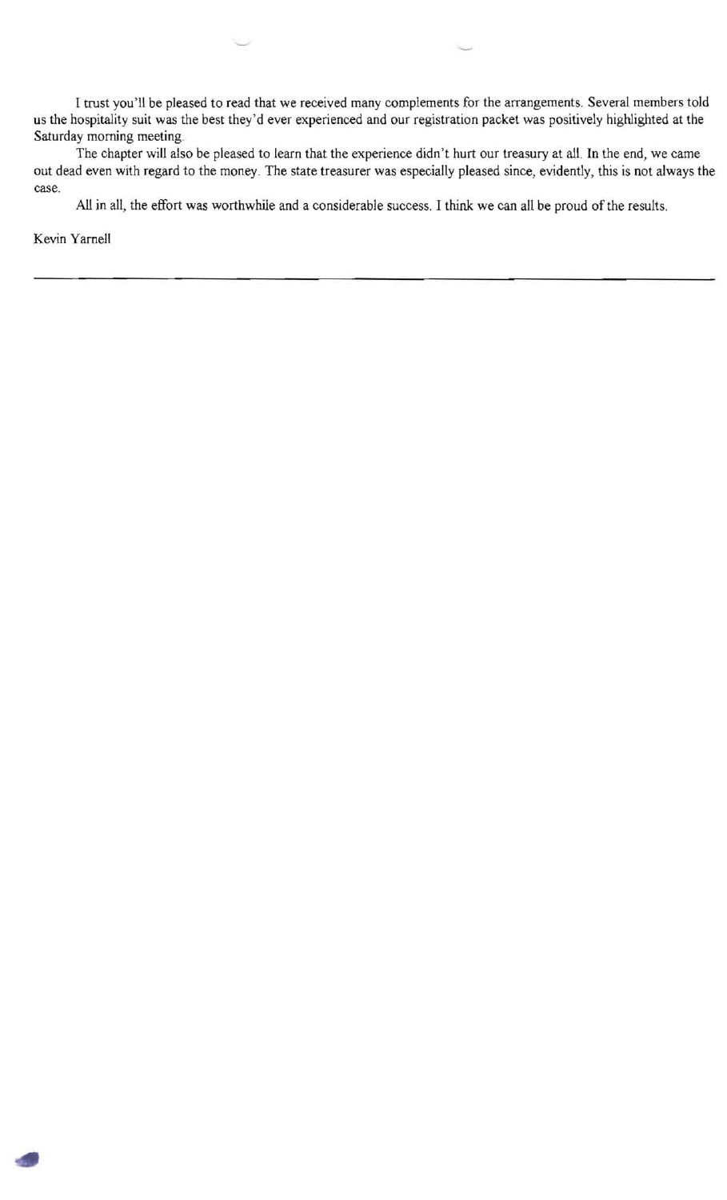I trust you'll be pleased to read that we received many complements for the arrangements. Several members told us the hospitality suit was the best they'd ever experienced and our registration packet was positively highlighted at the Saturday morning meeting.

The chapter will also be pleased to learn that the experience didn't hurt our treasury at all. In the end, we came out dead even with regard to the money. The state treasurer was especially pleased since, evidently, this is not always the case.

All in all, the effort was worthwhile and a considerable success. I think we can all be proud of the results.

Kevin Yarnell

---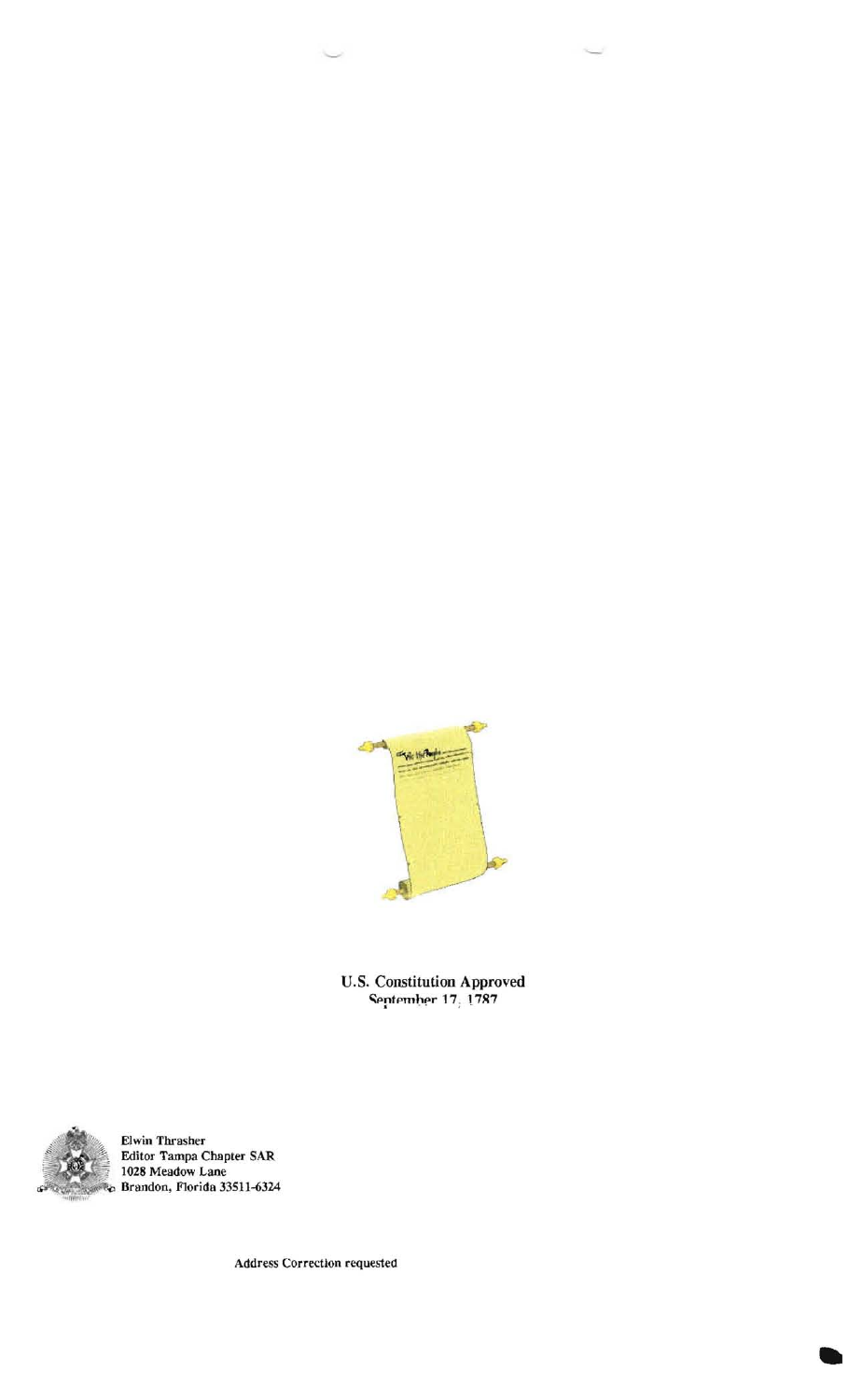U.S. Constitution Approved
September 17, 1787

Elwin Thrasher
Editor Tampa Chapter SAR
1028 Meadow Lane
Brandon, Florida 33511-6324

Address Correction requested